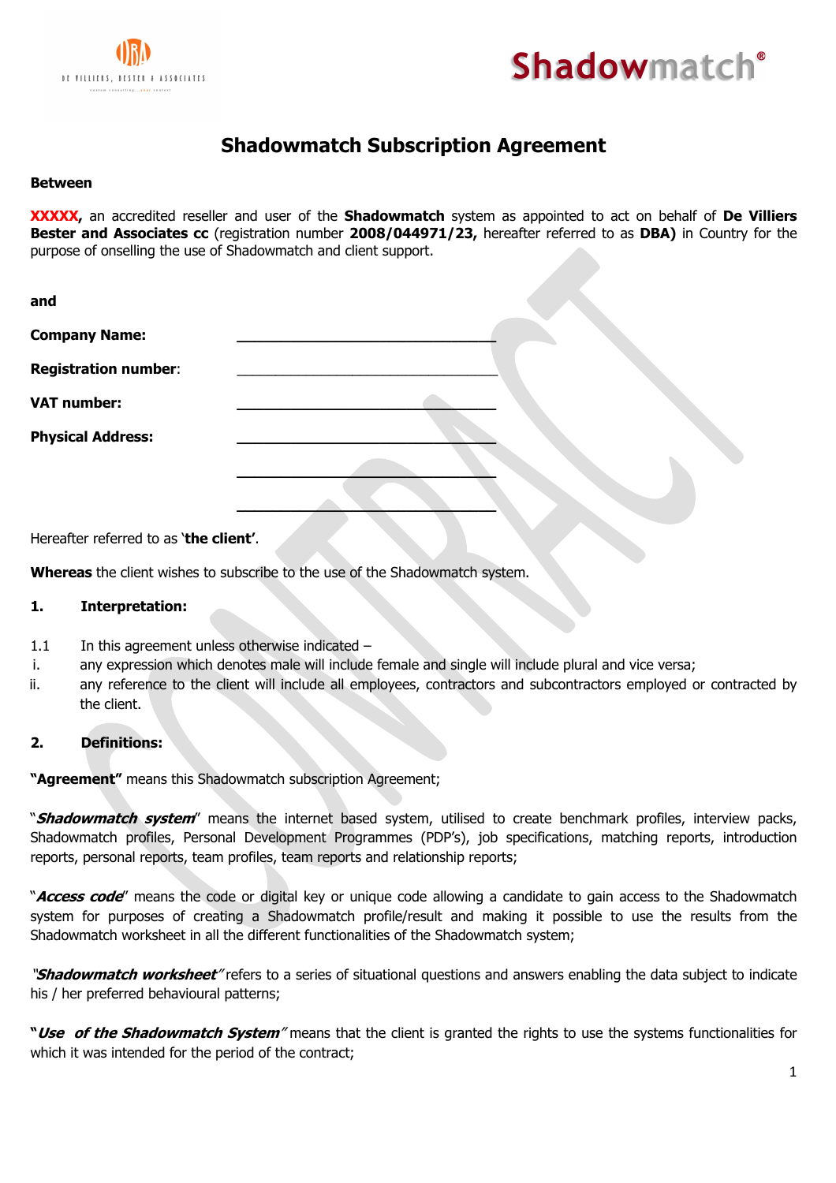# Shadowmatch Subscription Agreement

**Between**

**XXXXX,** an accredited reseller and user of the **Shadowmatch** system as appointed to act on behalf of **De Villiers Bester and Associates cc** (registration number **2008/044971/23,** hereafter referred to as **DBA)** in Country for the purpose of onselling the use of Shadowmatch and client support.

**and**

**Company Name:** ______________________________

**Registration number**: ______________________________

**VAT number:** ______________________________

**Physical Address:** ______________________________

______________________________

______________________________

Hereafter referred to as '**the client'**.

**Whereas** the client wishes to subscribe to the use of the Shadowmatch system.

**1. Interpretation:**

1.1 In this agreement unless otherwise indicated –

i. any expression which denotes male will include female and single will include plural and vice versa;

ii. any reference to the client will include all employees, contractors and subcontractors employed or contracted by the client.

**2. Definitions:**

**"Agreement"** means this Shadowmatch subscription Agreement;

"***Shadowmatch system***" means the internet based system, utilised to create benchmark profiles, interview packs, Shadowmatch profiles, Personal Development Programmes (PDP's), job specifications, matching reports, introduction reports, personal reports, team profiles, team reports and relationship reports;

"***Access code***" means the code or digital key or unique code allowing a candidate to gain access to the Shadowmatch system for purposes of creating a Shadowmatch profile/result and making it possible to use the results from the Shadowmatch worksheet in all the different functionalities of the Shadowmatch system;

"***Shadowmatch worksheet***" refers to a series of situational questions and answers enabling the data subject to indicate his / her preferred behavioural patterns;

"***Use of the Shadowmatch System***" means that the client is granted the rights to use the systems functionalities for which it was intended for the period of the contract;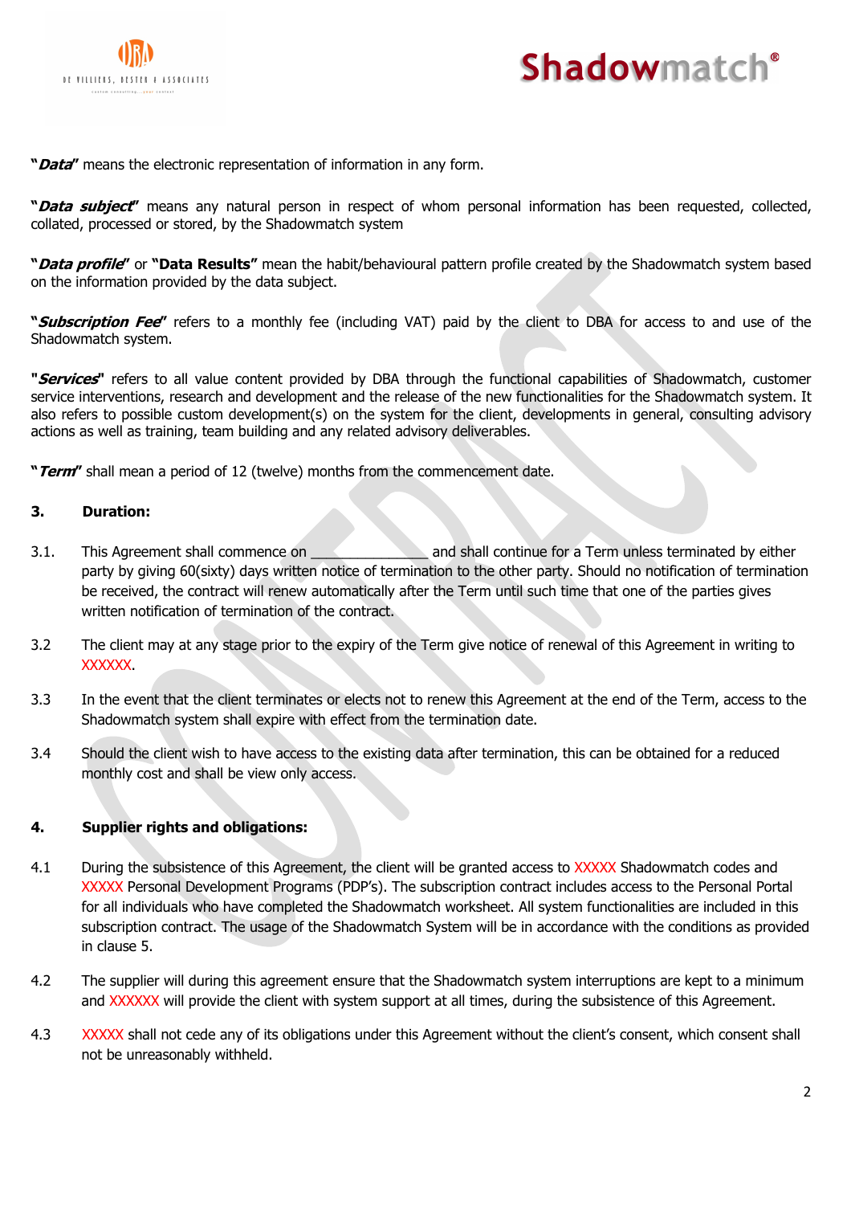"***Data***" means the electronic representation of information in any form.

"***Data subject***" means any natural person in respect of whom personal information has been requested, collected, collated, processed or stored, by the Shadowmatch system

"***Data profile***" or "**Data Results**" mean the habit/behavioural pattern profile created by the Shadowmatch system based on the information provided by the data subject.

"***Subscription Fee***" refers to a monthly fee (including VAT) paid by the client to DBA for access to and use of the Shadowmatch system.

"***Services***" refers to all value content provided by DBA through the functional capabilities of Shadowmatch, customer service interventions, research and development and the release of the new functionalities for the Shadowmatch system. It also refers to possible custom development(s) on the system for the client, developments in general, consulting advisory actions as well as training, team building and any related advisory deliverables.

"***Term***" shall mean a period of 12 (twelve) months from the commencement date.

## 3. Duration:

3.1. This Agreement shall commence on _______________ and shall continue for a Term unless terminated by either party by giving 60(sixty) days written notice of termination to the other party. Should no notification of termination be received, the contract will renew automatically after the Term until such time that one of the parties gives written notification of termination of the contract.

3.2 The client may at any stage prior to the expiry of the Term give notice of renewal of this Agreement in writing to XXXXXX.

3.3 In the event that the client terminates or elects not to renew this Agreement at the end of the Term, access to the Shadowmatch system shall expire with effect from the termination date.

3.4 Should the client wish to have access to the existing data after termination, this can be obtained for a reduced monthly cost and shall be view only access.

## 4. Supplier rights and obligations:

4.1 During the subsistence of this Agreement, the client will be granted access to XXXXX Shadowmatch codes and XXXXX Personal Development Programs (PDP's). The subscription contract includes access to the Personal Portal for all individuals who have completed the Shadowmatch worksheet. All system functionalities are included in this subscription contract. The usage of the Shadowmatch System will be in accordance with the conditions as provided in clause 5.

4.2 The supplier will during this agreement ensure that the Shadowmatch system interruptions are kept to a minimum and XXXXXX will provide the client with system support at all times, during the subsistence of this Agreement.

4.3 XXXXX shall not cede any of its obligations under this Agreement without the client's consent, which consent shall not be unreasonably withheld.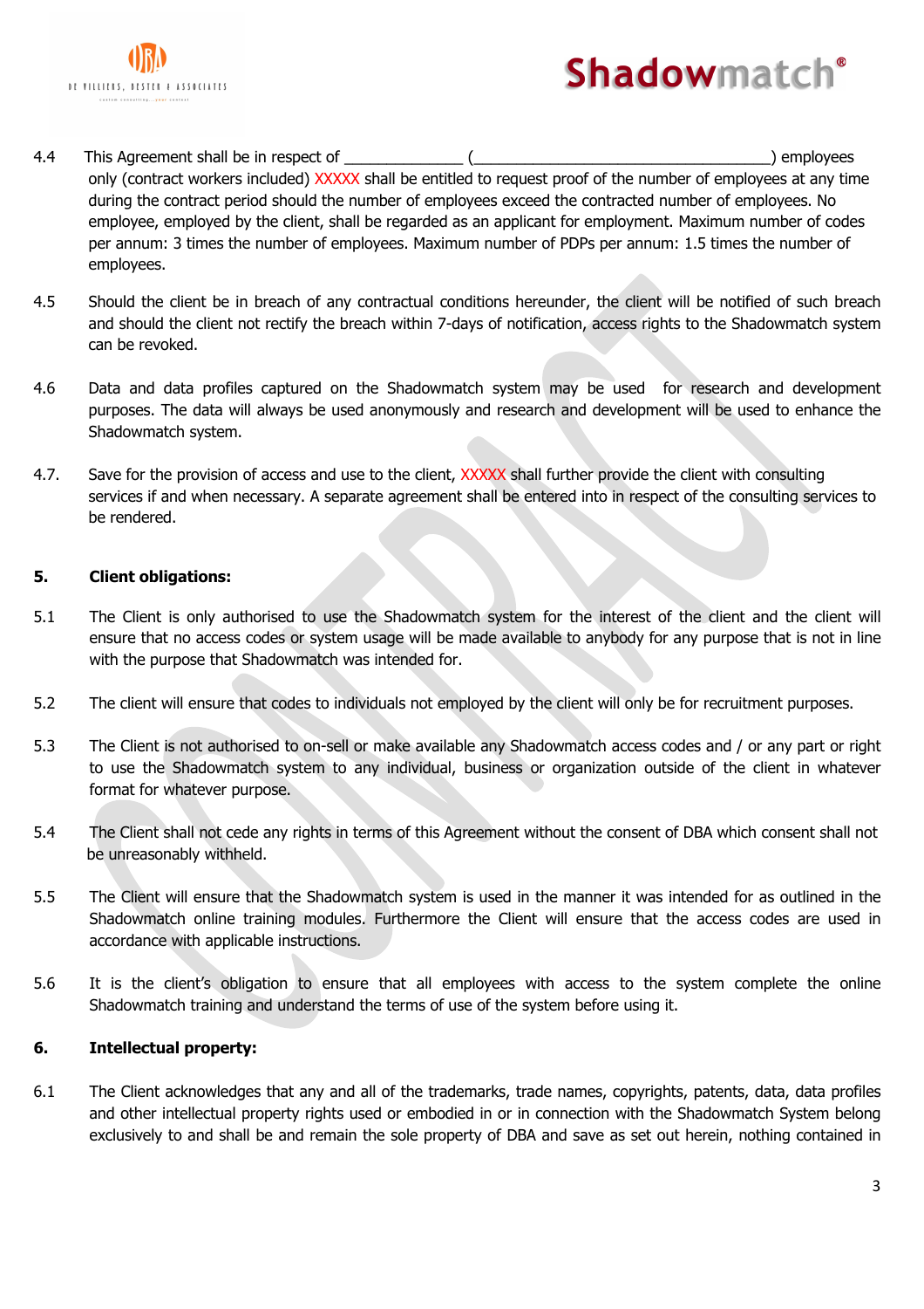4.4 This Agreement shall be in respect of ______________ (____________________________________) employees only (contract workers included) XXXXX shall be entitled to request proof of the number of employees at any time during the contract period should the number of employees exceed the contracted number of employees. No employee, employed by the client, shall be regarded as an applicant for employment. Maximum number of codes per annum: 3 times the number of employees. Maximum number of PDPs per annum: 1.5 times the number of employees.

4.5 Should the client be in breach of any contractual conditions hereunder, the client will be notified of such breach and should the client not rectify the breach within 7-days of notification, access rights to the Shadowmatch system can be revoked.

4.6 Data and data profiles captured on the Shadowmatch system may be used for research and development purposes. The data will always be used anonymously and research and development will be used to enhance the Shadowmatch system.

4.7. Save for the provision of access and use to the client, XXXXX shall further provide the client with consulting services if and when necessary. A separate agreement shall be entered into in respect of the consulting services to be rendered.

**5. Client obligations:**

5.1 The Client is only authorised to use the Shadowmatch system for the interest of the client and the client will ensure that no access codes or system usage will be made available to anybody for any purpose that is not in line with the purpose that Shadowmatch was intended for.

5.2 The client will ensure that codes to individuals not employed by the client will only be for recruitment purposes.

5.3 The Client is not authorised to on-sell or make available any Shadowmatch access codes and / or any part or right to use the Shadowmatch system to any individual, business or organization outside of the client in whatever format for whatever purpose.

5.4 The Client shall not cede any rights in terms of this Agreement without the consent of DBA which consent shall not be unreasonably withheld.

5.5 The Client will ensure that the Shadowmatch system is used in the manner it was intended for as outlined in the Shadowmatch online training modules. Furthermore the Client will ensure that the access codes are used in accordance with applicable instructions.

5.6 It is the client's obligation to ensure that all employees with access to the system complete the online Shadowmatch training and understand the terms of use of the system before using it.

**6. Intellectual property:**

6.1 The Client acknowledges that any and all of the trademarks, trade names, copyrights, patents, data, data profiles and other intellectual property rights used or embodied in or in connection with the Shadowmatch System belong exclusively to and shall be and remain the sole property of DBA and save as set out herein, nothing contained in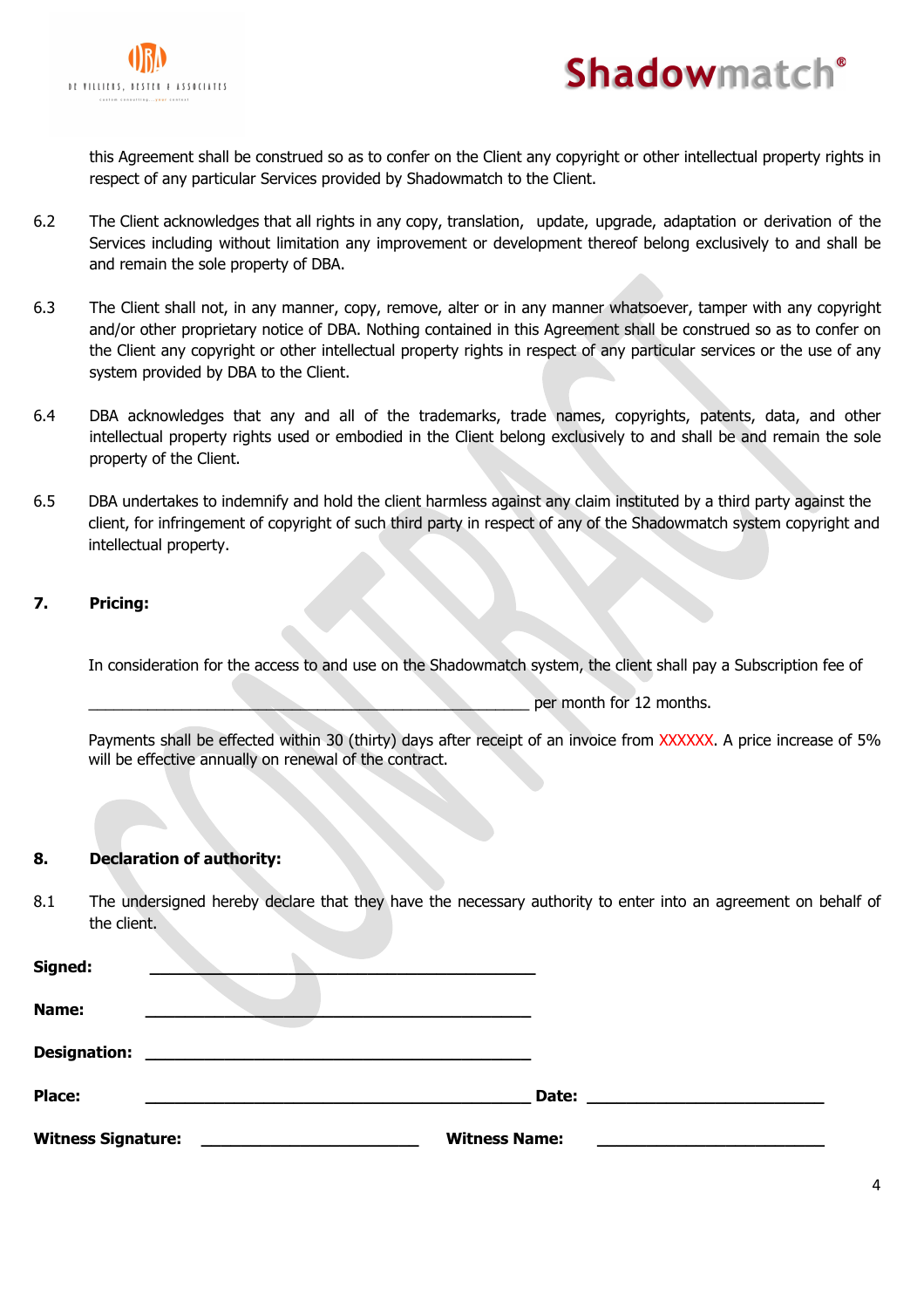this Agreement shall be construed so as to confer on the Client any copyright or other intellectual property rights in respect of any particular Services provided by Shadowmatch to the Client.

6.2 The Client acknowledges that all rights in any copy, translation, update, upgrade, adaptation or derivation of the Services including without limitation any improvement or development thereof belong exclusively to and shall be and remain the sole property of DBA.

6.3 The Client shall not, in any manner, copy, remove, alter or in any manner whatsoever, tamper with any copyright and/or other proprietary notice of DBA. Nothing contained in this Agreement shall be construed so as to confer on the Client any copyright or other intellectual property rights in respect of any particular services or the use of any system provided by DBA to the Client.

6.4 DBA acknowledges that any and all of the trademarks, trade names, copyrights, patents, data, and other intellectual property rights used or embodied in the Client belong exclusively to and shall be and remain the sole property of the Client.

6.5 DBA undertakes to indemnify and hold the client harmless against any claim instituted by a third party against the client, for infringement of copyright of such third party in respect of any of the Shadowmatch system copyright and intellectual property.

**7. Pricing:**

In consideration for the access to and use on the Shadowmatch system, the client shall pay a Subscription fee of

________________________________________________ per month for 12 months.

Payments shall be effected within 30 (thirty) days after receipt of an invoice from XXXXXX. A price increase of 5% will be effective annually on renewal of the contract.

**8. Declaration of authority:**

8.1 The undersigned hereby declare that they have the necessary authority to enter into an agreement on behalf of the client.

**Signed:** ________________________________________

**Name:** ________________________________________

**Designation:** ________________________________________

**Place:** ________________________________________ **Date:** ________________________

**Witness Signature:** ______________________ **Witness Name:** ______________________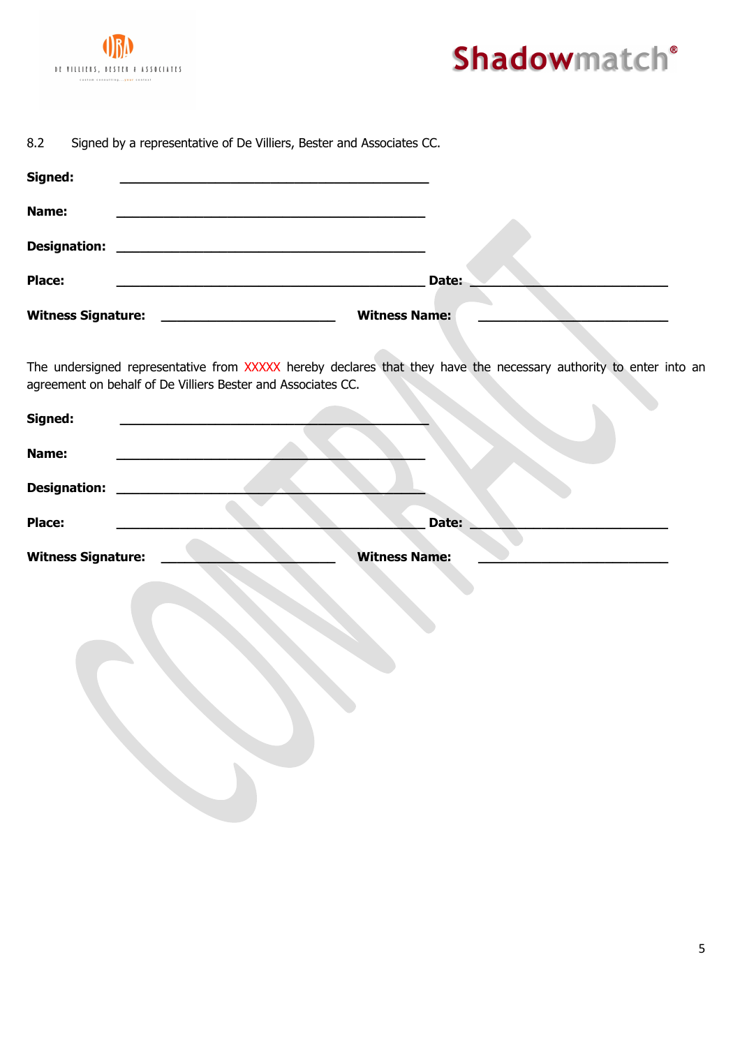8.2 Signed by a representative of De Villiers, Bester and Associates CC.

**Signed:** ________________________________________

**Name:** ________________________________________

**Designation:** ________________________________________

**Place:** ________________________________________ **Date:** ____________________________

**Witness Signature:** ________________________ **Witness Name:** ____________________________

The undersigned representative from XXXXX hereby declares that they have the necessary authority to enter into an agreement on behalf of De Villiers Bester and Associates CC.

**Signed:** ________________________________________

**Name:** ________________________________________

**Designation:** ________________________________________

**Place:** ________________________________________ **Date:** ____________________________

**Witness Signature:** ________________________ **Witness Name:** ____________________________